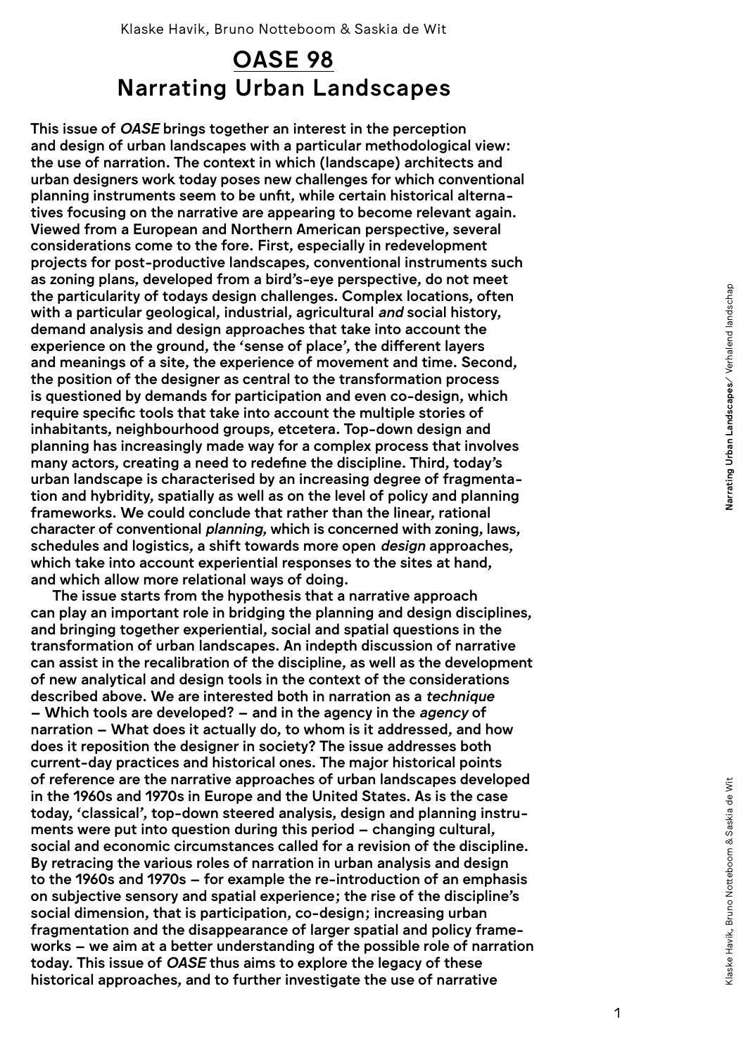Klaske Havik, Bruno Notteboom & Saskia de Wit

# OASE 98
# Narrating Urban Landscapes

**This issue of *OASE* brings together an interest in the perception and design of urban landscapes with a particular methodological view: the use of narration. The context in which (landscape) architects and urban designers work today poses new challenges for which conventional planning instruments seem to be unfit, while certain historical alternatives focusing on the narrative are appearing to become relevant again. Viewed from a European and Northern American perspective, several considerations come to the fore. First, especially in redevelopment projects for post-productive landscapes, conventional instruments such as zoning plans, developed from a bird's-eye perspective, do not meet the particularity of todays design challenges. Complex locations, often with a particular geological, industrial, agricultural *and* social history, demand analysis and design approaches that take into account the experience on the ground, the 'sense of place', the different layers and meanings of a site, the experience of movement and time. Second, the position of the designer as central to the transformation process is questioned by demands for participation and even co-design, which require specific tools that take into account the multiple stories of inhabitants, neighbourhood groups, etcetera. Top-down design and planning has increasingly made way for a complex process that involves many actors, creating a need to redefine the discipline. Third, today's urban landscape is characterised by an increasing degree of fragmentation and hybridity, spatially as well as on the level of policy and planning frameworks. We could conclude that rather than the linear, rational character of conventional *planning*, which is concerned with zoning, laws, schedules and logistics, a shift towards more open *design* approaches, which take into account experiential responses to the sites at hand, and which allow more relational ways of doing.**

**The issue starts from the hypothesis that a narrative approach can play an important role in bridging the planning and design disciplines, and bringing together experiential, social and spatial questions in the transformation of urban landscapes. An indepth discussion of narrative can assist in the recalibration of the discipline, as well as the development of new analytical and design tools in the context of the considerations described above. We are interested both in narration as a *technique* – Which tools are developed? – and in the agency in the *agency* of narration – What does it actually do, to whom is it addressed, and how does it reposition the designer in society? The issue addresses both current-day practices and historical ones. The major historical points of reference are the narrative approaches of urban landscapes developed in the 1960s and 1970s in Europe and the United States. As is the case today, 'classical', top-down steered analysis, design and planning instruments were put into question during this period – changing cultural, social and economic circumstances called for a revision of the discipline. By retracing the various roles of narration in urban analysis and design to the 1960s and 1970s – for example the re-introduction of an emphasis on subjective sensory and spatial experience; the rise of the discipline's social dimension, that is participation, co-design; increasing urban fragmentation and the disappearance of larger spatial and policy frameworks – we aim at a better understanding of the possible role of narration today. This issue of *OASE* thus aims to explore the legacy of these historical approaches, and to further investigate the use of narrative**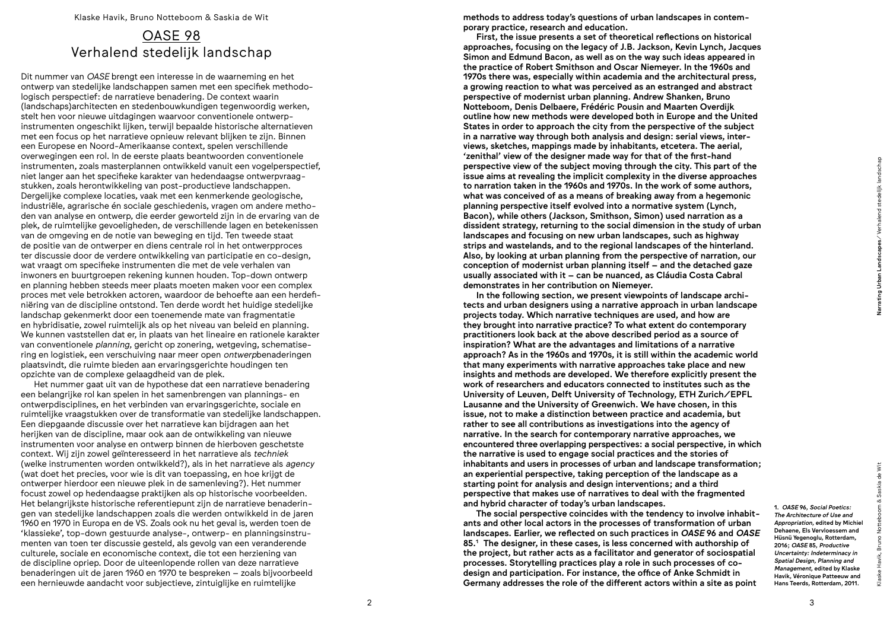Klaske Havik, Bruno Notteboom & Saskia de Wit

# OASE 98
## Verhalend stedelijk landschap

Dit nummer van *OASE* brengt een interesse in de waarneming en het ontwerp van stedelijke landschappen samen met een specifiek methodologisch perspectief: de narratieve benadering. De context waarin (landschaps)architecten en stedenbouwkundigen tegenwoordig werken, stelt hen voor nieuwe uitdagingen waarvoor conventionele ontwerpinstrumenten ongeschikt lijken, terwijl bepaalde historische alternatieven met een focus op het narratieve opnieuw relevant blijken te zijn. Binnen een Europese en Noord-Amerikaanse context, spelen verschillende overwegingen een rol. In de eerste plaats beantwoorden conventionele instrumenten, zoals masterplannen ontwikkeld vanuit een vogelperspectief, niet langer aan het specifieke karakter van hedendaagse ontwerpvraagstukken, zoals herontwikkeling van post-productieve landschappen. Dergelijke complexe locaties, vaak met een kenmerkende geologische, industriële, agrarische én sociale geschiedenis, vragen om andere methoden van analyse en ontwerp, die eerder geworteld zijn in de ervaring van de plek, de ruimtelijke gevoeligheden, de verschillende lagen en betekenissen van de omgeving en de notie van beweging en tijd. Ten tweede staat de positie van de ontwerper en diens centrale rol in het ontwerpproces ter discussie door de verdere ontwikkeling van participatie en co-design, wat vraagt om specifieke instrumenten die met de vele verhalen van inwoners en buurtgroepen rekening kunnen houden. Top-down ontwerp en planning hebben steeds meer plaats moeten maken voor een complex proces met vele betrokken actoren, waardoor de behoefte aan een herdefiniëring van de discipline ontstond. Ten derde wordt het huidige stedelijke landschap gekenmerkt door een toenemende mate van fragmentatie en hybridisatie, zowel ruimtelijk als op het niveau van beleid en planning. We kunnen vaststellen dat er, in plaats van het lineaire en rationele karakter van conventionele *planning*, gericht op zonering, wetgeving, schematisering en logistiek, een verschuiving naar meer open *ontwerp*benaderingen plaatsvindt, die ruimte bieden aan ervaringsgerichte houdingen ten opzichte van de complexe gelaagdheid van de plek.

Het nummer gaat uit van de hypothese dat een narratieve benadering een belangrijke rol kan spelen in het samenbrengen van plannings- en ontwerpdisciplines, en het verbinden van ervaringsgerichte, sociale en ruimtelijke vraagstukken over de transformatie van stedelijke landschappen. Een diepgaande discussie over het narratieve kan bijdragen aan het herijken van de discipline, maar ook aan de ontwikkeling van nieuwe instrumenten voor analyse en ontwerp binnen de hierboven geschetste context. Wij zijn zowel geïnteresseerd in het narratieve als *techniek* (welke instrumenten worden ontwikkeld?), als in het narratieve als *agency* (wat doet het precies, voor wie is dit van toepassing, en hoe krijgt de ontwerper hierdoor een nieuwe plek in de samenleving?). Het nummer focust zowel op hedendaagse praktijken als op historische voorbeelden. Het belangrijkste historische referentiepunt zijn de narratieve benaderingen van stedelijke landschappen zoals die werden ontwikkeld in de jaren 1960 en 1970 in Europa en de VS. Zoals ook nu het geval is, werden toen de 'klassieke', top-down gestuurde analyse-, ontwerp- en planningsinstrumenten van toen ter discussie gesteld, als gevolg van een veranderende culturele, sociale en economische context, die tot een herziening van de discipline opriep. Door de uiteenlopende rollen van deze narratieve benaderingen uit de jaren 1960 en 1970 te bespreken – zoals bijvoorbeeld een hernieuwde aandacht voor subjectieve, zintuiglijke en ruimtelijke

**methods to address today's questions of urban landscapes in contemporary practice, research and education.**

**First, the issue presents a set of theoretical reflections on historical approaches, focusing on the legacy of J.B. Jackson, Kevin Lynch, Jacques Simon and Edmund Bacon, as well as on the way such ideas appeared in the practice of Robert Smithson and Oscar Niemeyer. In the 1960s and 1970s there was, especially within academia and the architectural press, a growing reaction to what was perceived as an estranged and abstract perspective of modernist urban planning. Andrew Shanken, Bruno Notteboom, Denis Delbaere, Frédéric Pousin and Maarten Overdijk outline how new methods were developed both in Europe and the United States in order to approach the city from the perspective of the subject in a narrative way through both analysis and design: serial views, interviews, sketches, mappings made by inhabitants, etcetera. The aerial, 'zenithal' view of the designer made way for that of the first-hand perspective view of the subject moving through the city. This part of the issue aims at revealing the implicit complexity in the diverse approaches to narration taken in the 1960s and 1970s. In the work of some authors, what was conceived of as a means of breaking away from a hegemonic planning perspective itself evolved into a normative system (Lynch, Bacon), while others (Jackson, Smithson, Simon) used narration as a dissident strategy, returning to the social dimension in the study of urban landscapes and focusing on new urban landscapes, such as highway strips and wastelands, and to the regional landscapes of the hinterland. Also, by looking at urban planning from the perspective of narration, our conception of modernist urban planning itself – and the detached gaze usually associated with it – can be nuanced, as Cláudia Costa Cabral demonstrates in her contribution on Niemeyer.**

**In the following section, we present viewpoints of landscape architects and urban designers using a narrative approach in urban landscape projects today. Which narrative techniques are used, and how are they brought into narrative practice? To what extent do contemporary practitioners look back at the above described period as a source of inspiration? What are the advantages and limitations of a narrative approach? As in the 1960s and 1970s, it is still within the academic world that many experiments with narrative approaches take place and new insights and methods are developed. We therefore explicitly present the work of researchers and educators connected to institutes such as the University of Leuven, Delft University of Technology, ETH Zurich/EPFL Lausanne and the University of Greenwich. We have chosen, in this issue, not to make a distinction between practice and academia, but rather to see all contributions as investigations into the agency of narrative. In the search for contemporary narrative approaches, we encountered three overlapping perspectives: a social perspective, in which the narrative is used to engage social practices and the stories of inhabitants and users in processes of urban and landscape transformation; an experiential perspective, taking perception of the landscape as a starting point for analysis and design interventions; and a third perspective that makes use of narratives to deal with the fragmented and hybrid character of today's urban landscapes.**

**The social perspective coincides with the tendency to involve inhabitants and other local actors in the processes of transformation of urban landscapes. Earlier, we reflected on such practices in *OASE* 96 and *OASE* 85.[1] The designer, in these cases, is less concerned with authorship of the project, but rather acts as a facilitator and generator of sociospatial processes. Storytelling practices play a role in such processes of co-design and participation. For instance, the office of Anke Schmidt in Germany addresses the role of the different actors within a site as point**

**1.** *OASE* **96,** ***Social Poetics: The Architecture of Use and Appropriation*****, edited by Michiel Dehaene, Els Vervloessem and Hüsnü Yegenoglu, Rotterdam, 2016;** ***OASE* 85,** ***Productive Uncertainty: Indeterminacy in Spatial Design, Planning and Management*****, edited by Klaske Havik, Véronique Patteeuw and Hans Teerds, Rotterdam, 2011.**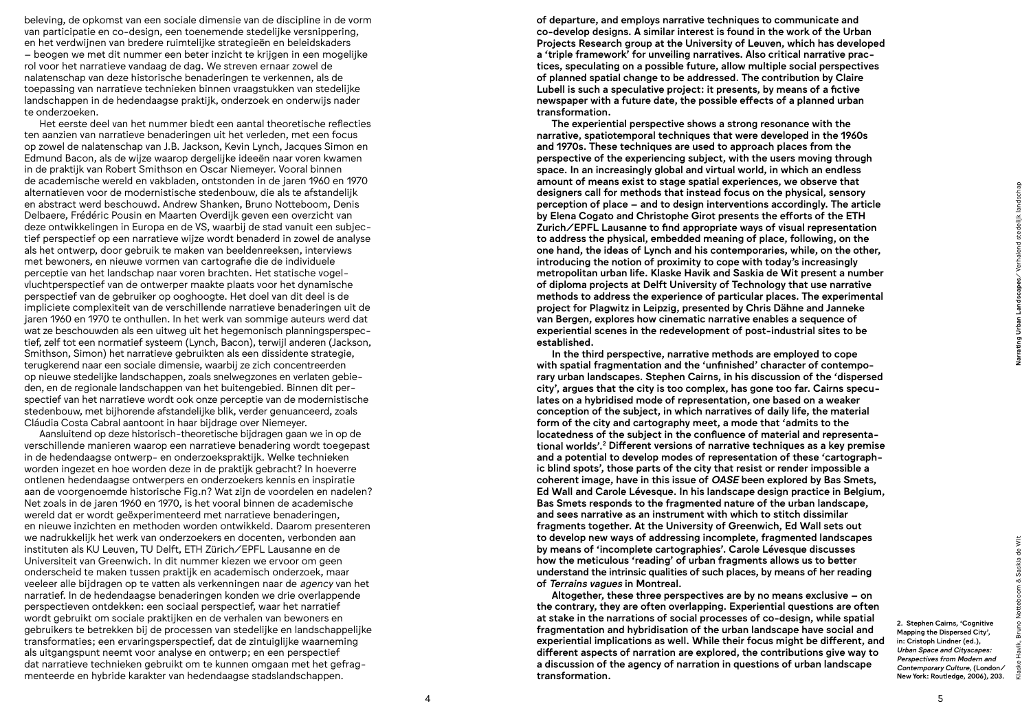beleving, de opkomst van een sociale dimensie van de discipline in de vorm van participatie en co-design, een toenemende stedelijke versnippering, en het verdwijnen van bredere ruimtelijke strategieën en beleidskaders – beogen we met dit nummer een beter inzicht te krijgen in een mogelijke rol voor het narratieve vandaag de dag. We streven ernaar zowel de nalatenschap van deze historische benaderingen te verkennen, als de toepassing van narratieve technieken binnen vraagstukken van stedelijke landschappen in de hedendaagse praktijk, onderzoek en onderwijs nader te onderzoeken.

Het eerste deel van het nummer biedt een aantal theoretische reflecties ten aanzien van narratieve benaderingen uit het verleden, met een focus op zowel de nalatenschap van J.B. Jackson, Kevin Lynch, Jacques Simon en Edmund Bacon, als de wijze waarop dergelijke ideeën naar voren kwamen in de praktijk van Robert Smithson en Oscar Niemeyer. Vooral binnen de academische wereld en vakbladen, ontstonden in de jaren 1960 en 1970 alternatieven voor de modernistische stedenbouw, die als te afstandelijk en abstract werd beschouwd. Andrew Shanken, Bruno Notteboom, Denis Delbaere, Frédéric Pousin en Maarten Overdijk geven een overzicht van deze ontwikkelingen in Europa en de VS, waarbij de stad vanuit een subjectief perspectief op een narratieve wijze wordt benaderd in zowel de analyse als het ontwerp, door gebruik te maken van beeldenreeksen, interviews met bewoners, en nieuwe vormen van cartografie die de individuele perceptie van het landschap naar voren brachten. Het statische vogelvluchtperspectief van de ontwerper maakte plaats voor het dynamische perspectief van de gebruiker op ooghoogte. Het doel van dit deel is de impliciete complexiteit van de verschillende narratieve benaderingen uit de jaren 1960 en 1970 te onthullen. In het werk van sommige auteurs werd dat wat ze beschouwden als een uitweg uit het hegemonisch planningsperspectief, zelf tot een normatief systeem (Lynch, Bacon), terwijl anderen (Jackson, Smithson, Simon) het narratieve gebruikten als een dissidente strategie, terugkerend naar een sociale dimensie, waarbij ze zich concentreerden op nieuwe stedelijke landschappen, zoals snelwegzones en verlaten gebieden, en de regionale landschappen van het buitengebied. Binnen dit perspectief van het narratieve wordt ook onze perceptie van de modernistische stedenbouw, met bijhorende afstandelijke blik, verder genuanceerd, zoals Cláudia Costa Cabral aantoont in haar bijdrage over Niemeyer.

Aansluitend op deze historisch-theoretische bijdragen gaan we in op de verschillende manieren waarop een narratieve benadering wordt toegepast in de hedendaagse ontwerp- en onderzoekspraktijk. Welke technieken worden ingezet en hoe worden deze in de praktijk gebracht? In hoeverre ontlenen hedendaagse ontwerpers en onderzoekers kennis en inspiratie aan de voorgenoemde historische Fig.n? Wat zijn de voordelen en nadelen? Net zoals in de jaren 1960 en 1970, is het vooral binnen de academische wereld dat er wordt geëxperimenteerd met narratieve benaderingen, en nieuwe inzichten en methoden worden ontwikkeld. Daarom presenteren we nadrukkelijk het werk van onderzoekers en docenten, verbonden aan instituten als KU Leuven, TU Delft, ETH Zürich/EPFL Lausanne en de Universiteit van Greenwich. In dit nummer kiezen we ervoor om geen onderscheid te maken tussen praktijk en academisch onderzoek, maar veeleer alle bijdragen op te vatten als verkenningen naar de *agency* van het narratief. In de hedendaagse benaderingen konden we drie overlappende perspectieven ontdekken: een sociaal perspectief, waar het narratief wordt gebruikt om sociale praktijken en de verhalen van bewoners en gebruikers te betrekken bij de processen van stedelijke en landschappelijke transformaties; een ervaringsperspectief, dat de zintuiglijke waarneming als uitgangspunt neemt voor analyse en ontwerp; en een perspectief dat narratieve technieken gebruikt om te kunnen omgaan met het gefragmenteerde en hybride karakter van hedendaagse stadslandschappen.

**of departure, and employs narrative techniques to communicate and co-develop designs. A similar interest is found in the work of the Urban Projects Research group at the University of Leuven, which has developed a 'triple framework' for unveiling narratives. Also critical narrative practices, speculating on a possible future, allow multiple social perspectives of planned spatial change to be addressed. The contribution by Claire Lubell is such a speculative project: it presents, by means of a fictive newspaper with a future date, the possible effects of a planned urban transformation.**

**The experiential perspective shows a strong resonance with the narrative, spatiotemporal techniques that were developed in the 1960s and 1970s. These techniques are used to approach places from the perspective of the experiencing subject, with the users moving through space. In an increasingly global and virtual world, in which an endless amount of means exist to stage spatial experiences, we observe that designers call for methods that instead focus on the physical, sensory perception of place – and to design interventions accordingly. The article by Elena Cogato and Christophe Girot presents the efforts of the ETH Zurich/EPFL Lausanne to find appropriate ways of visual representation to address the physical, embedded meaning of place, following, on the one hand, the ideas of Lynch and his contemporaries, while, on the other, introducing the notion of proximity to cope with today's increasingly metropolitan urban life. Klaske Havik and Saskia de Wit present a number of diploma projects at Delft University of Technology that use narrative methods to address the experience of particular places. The experimental project for Plagwitz in Leipzig, presented by Chris Dähne and Janneke van Bergen, explores how cinematic narrative enables a sequence of experiential scenes in the redevelopment of post-industrial sites to be established.**

**In the third perspective, narrative methods are employed to cope with spatial fragmentation and the 'unfinished' character of contemporary urban landscapes. Stephen Cairns, in his discussion of the 'dispersed city', argues that the city is too complex, has gone too far. Cairns speculates on a hybridised mode of representation, one based on a weaker conception of the subject, in which narratives of daily life, the material form of the city and cartography meet, a mode that 'admits to the locatedness of the subject in the confluence of material and representational worlds'.[2] Different versions of narrative techniques as a key premise and a potential to develop modes of representation of these 'cartographic blind spots', those parts of the city that resist or render impossible a coherent image, have in this issue of *OASE* been explored by Bas Smets, Ed Wall and Carole Lévesque. In his landscape design practice in Belgium, Bas Smets responds to the fragmented nature of the urban landscape, and sees narrative as an instrument with which to stitch dissimilar fragments together. At the University of Greenwich, Ed Wall sets out to develop new ways of addressing incomplete, fragmented landscapes by means of 'incomplete cartographies'. Carole Lévesque discusses how the meticulous 'reading' of urban fragments allows us to better understand the intrinsic qualities of such places, by means of her reading of *Terrains vagues* in Montreal.**

**Altogether, these three perspectives are by no means exclusive – on the contrary, they are often overlapping. Experiential questions are often at stake in the narrations of social processes of co-design, while spatial fragmentation and hybridisation of the urban landscape have social and experiential implications as well. While their focus might be different, and different aspects of narration are explored, the contributions give way to a discussion of the agency of narration in questions of urban landscape transformation.**

2. Stephen Cairns, 'Cognitive Mapping the Dispersed City', in: Cristoph Lindner (ed.), *Urban Space and Cityscapes: Perspectives from Modern and Contemporary Culture*, (London/New York: Routledge, 2006), 203.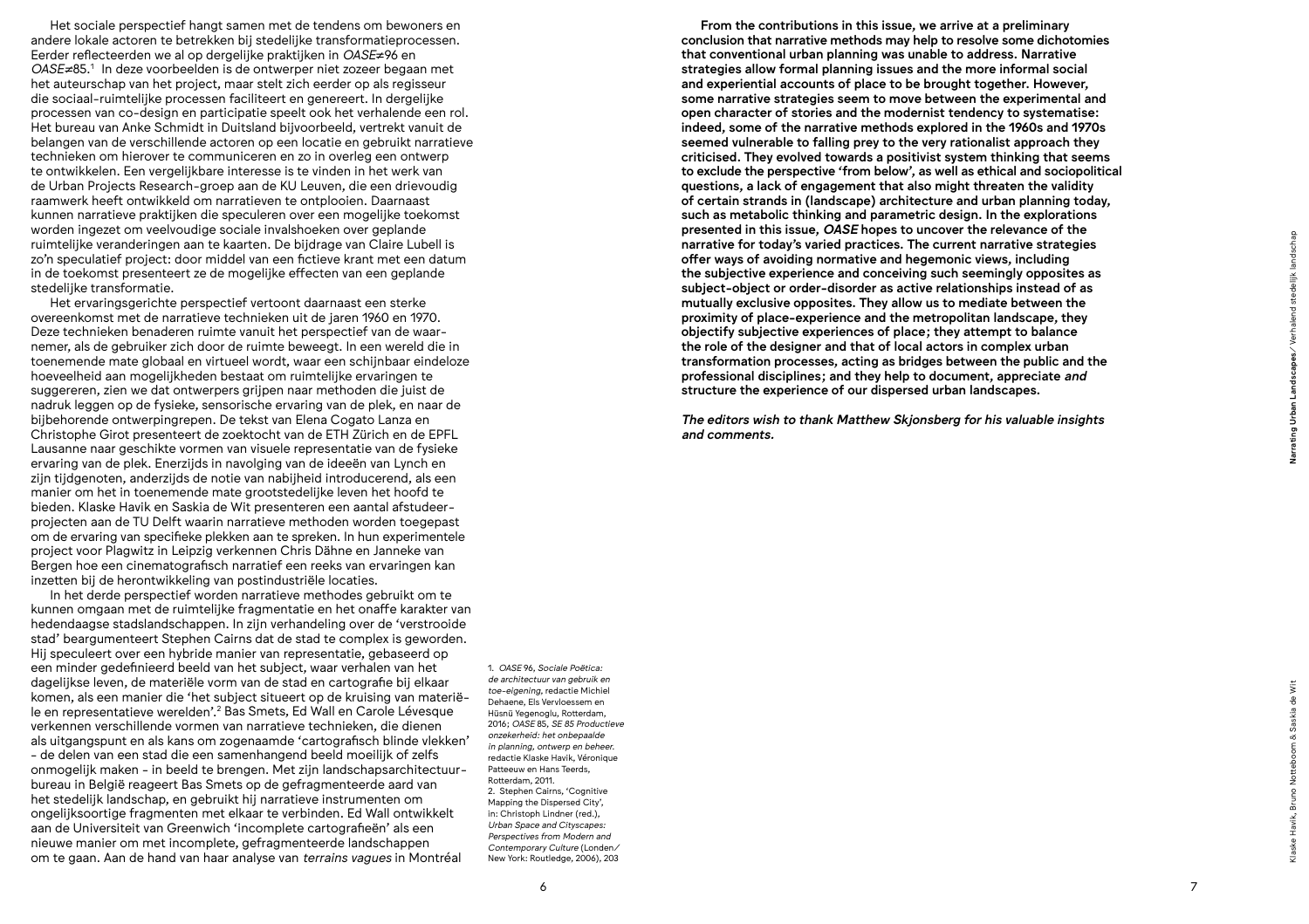Het sociale perspectief hangt samen met de tendens om bewoners en andere lokale actoren te betrekken bij stedelijke transformatieprocessen. Eerder reflecteerden we al op dergelijke praktijken in *OASE*≠96 en *OASE*≠85.[1] In deze voorbeelden is de ontwerper niet zozeer begaan met het auteurschap van het project, maar stelt zich eerder op als regisseur die sociaal-ruimtelijke processen faciliteert en genereert. In dergelijke processen van co-design en participatie speelt ook het verhalende een rol. Het bureau van Anke Schmidt in Duitsland bijvoorbeeld, vertrekt vanuit de belangen van de verschillende actoren op een locatie en gebruikt narratieve technieken om hierover te communiceren en zo in overleg een ontwerp te ontwikkelen. Een vergelijkbare interesse is te vinden in het werk van de Urban Projects Research-groep aan de KU Leuven, die een drievoudig raamwerk heeft ontwikkeld om narratieven te ontplooien. Daarnaast kunnen narratieve praktijken die speculeren over een mogelijke toekomst worden ingezet om veelvoudige sociale invalshoeken over geplande ruimtelijke veranderingen aan te kaarten. De bijdrage van Claire Lubell is zo'n speculatief project: door middel van een fictieve krant met een datum in de toekomst presenteert ze de mogelijke effecten van een geplande stedelijke transformatie.

Het ervaringsgerichte perspectief vertoont daarnaast een sterke overeenkomst met de narratieve technieken uit de jaren 1960 en 1970. Deze technieken benaderen ruimte vanuit het perspectief van de waarnemer, als de gebruiker zich door de ruimte beweegt. In een wereld die in toenemende mate globaal en virtueel wordt, waar een schijnbaar eindeloze hoeveelheid aan mogelijkheden bestaat om ruimtelijke ervaringen te suggereren, zien we dat ontwerpers grijpen naar methoden die juist de nadruk leggen op de fysieke, sensorische ervaring van de plek, en naar de bijbehorende ontwerpingrepen. De tekst van Elena Cogato Lanza en Christophe Girot presenteert de zoektocht van de ETH Zürich en de EPFL Lausanne naar geschikte vormen van visuele representatie van de fysieke ervaring van de plek. Enerzijds in navolging van de ideeën van Lynch en zijn tijdgenoten, anderzijds de notie van nabijheid introducerend, als een manier om het in toenemende mate grootstedelijke leven het hoofd te bieden. Klaske Havik en Saskia de Wit presenteren een aantal afstudeerprojecten aan de TU Delft waarin narratieve methoden worden toegepast om de ervaring van specifieke plekken aan te spreken. In hun experimentele project voor Plagwitz in Leipzig verkennen Chris Dähne en Janneke van Bergen hoe een cinematografisch narratief een reeks van ervaringen kan inzetten bij de herontwikkeling van postindustriële locaties.

In het derde perspectief worden narratieve methodes gebruikt om te kunnen omgaan met de ruimtelijke fragmentatie en het onaffe karakter van hedendaagse stadslandschappen. In zijn verhandeling over de 'verstrooide stad' beargumenteert Stephen Cairns dat de stad te complex is geworden. Hij speculeert over een hybride manier van representatie, gebaseerd op een minder gedefinieerd beeld van het subject, waar verhalen van het dagelijkse leven, de materiële vorm van de stad en cartografie bij elkaar komen, als een manier die 'het subject situeert op de kruising van materiële en representatieve werelden'.[2] Bas Smets, Ed Wall en Carole Lévesque verkennen verschillende vormen van narratieve technieken, die dienen als uitgangspunt en als kans om zogenaamde 'cartografisch blinde vlekken' – de delen van een stad die een samenhangend beeld moeilijk of zelfs onmogelijk maken – in beeld te brengen. Met zijn landschapsarchitectuurbureau in België reageert Bas Smets op de gefragmenteerde aard van het stedelijk landschap, en gebruikt hij narratieve instrumenten om ongelijksoortige fragmenten met elkaar te verbinden. Ed Wall ontwikkelt aan de Universiteit van Greenwich 'incomplete cartografieën' als een nieuwe manier om met incomplete, gefragmenteerde landschappen om te gaan. Aan de hand van haar analyse van *terrains vagues* in Montréal

1. *OASE* 96, *Sociale Poëtica: de architectuur van gebruik en toe-eigening*, redactie Michiel Dehaene, Els Vervloessem en Hüsnü Yegenoglu, Rotterdam, 2016; *OASE* 85, *SE 85 Productieve onzekerheid: het onbepaalde in planning, ontwerp en beheer.* redactie Klaske Havik, Véronique Patteeuw en Hans Teerds, Rotterdam, 2011.
2. Stephen Cairns, 'Cognitive Mapping the Dispersed City', in: Christoph Lindner (red.), *Urban Space and Cityscapes: Perspectives from Modern and Contemporary Culture* (Londen/New York: Routledge, 2006), 203

**From the contributions in this issue, we arrive at a preliminary conclusion that narrative methods may help to resolve some dichotomies that conventional urban planning was unable to address. Narrative strategies allow formal planning issues and the more informal social and experiential accounts of place to be brought together. However, some narrative strategies seem to move between the experimental and open character of stories and the modernist tendency to systematise: indeed, some of the narrative methods explored in the 1960s and 1970s seemed vulnerable to falling prey to the very rationalist approach they criticised. They evolved towards a positivist system thinking that seems to exclude the perspective 'from below', as well as ethical and sociopolitical questions, a lack of engagement that also might threaten the validity of certain strands in (landscape) architecture and urban planning today, such as metabolic thinking and parametric design. In the explorations presented in this issue, *OASE* hopes to uncover the relevance of the narrative for today's varied practices. The current narrative strategies offer ways of avoiding normative and hegemonic views, including the subjective experience and conceiving such seemingly opposites as subject-object or order-disorder as active relationships instead of as mutually exclusive opposites. They allow us to mediate between the proximity of place-experience and the metropolitan landscape, they objectify subjective experiences of place; they attempt to balance the role of the designer and that of local actors in complex urban transformation processes, acting as bridges between the public and the professional disciplines; and they help to document, appreciate *and* structure the experience of our dispersed urban landscapes.**

***The editors wish to thank Matthew Skjonsberg for his valuable insights and comments.***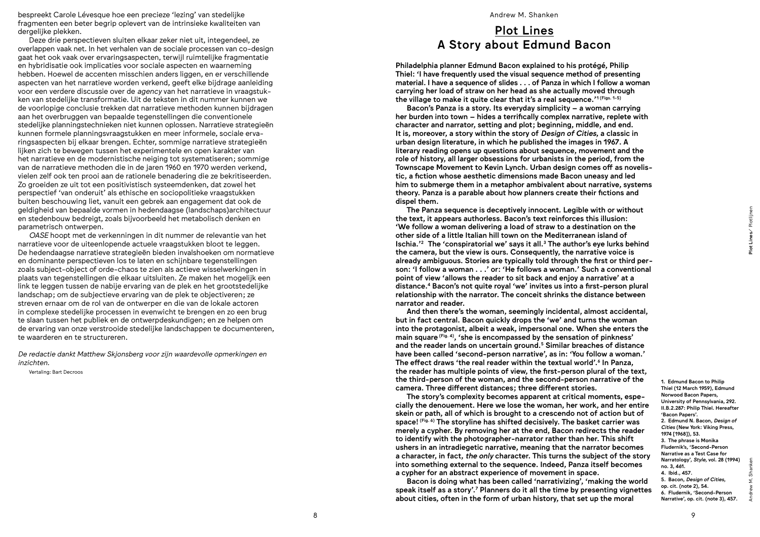bespreekt Carole Lévesque hoe een precieze 'lezing' van stedelijke fragmenten een beter begrip oplevert van de intrinsieke kwaliteiten van dergelijke plekken.

Deze drie perspectieven sluiten elkaar zeker niet uit, integendeel, ze overlappen vaak net. In het verhalen van de sociale processen van co-design gaat het ook vaak over ervaringsaspecten, terwijl ruimtelijke fragmentatie en hybridisatie ook implicaties voor sociale aspecten en waarneming hebben. Hoewel de accenten misschien anders liggen, en er verschillende aspecten van het narratieve worden verkend, geeft elke bijdrage aanleiding voor een verdere discussie over de *agency* van het narratieve in vraagstukken van stedelijke transformatie. Uit de teksten in dit nummer kunnen we de voorlopige conclusie trekken dat narratieve methoden kunnen bijdragen aan het overbruggen van bepaalde tegenstellingen die conventionele stedelijke planningstechnieken niet kunnen oplossen. Narratieve strategieën kunnen formele planningsvraagstukken en meer informele, sociale ervaringsaspecten bij elkaar brengen. Echter, sommige narratieve strategieën lijken zich te bewegen tussen het experimentele en open karakter van het narratieve en de modernistische neiging tot systematiseren; sommige van de narratieve methoden die in de jaren 1960 en 1970 werden verkend, vielen zelf ook ten prooi aan de rationele benadering die ze bekritiseerden. Zo groeiden ze uit tot een positivistisch systeemdenken, dat zowel het perspectief 'van onderuit' als ethische en sociopolitieke vraagstukken buiten beschouwing liet, vanuit een gebrek aan engagement dat ook de geldigheid van bepaalde vormen in hedendaagse (landschaps)architectuur en stedenbouw bedreigt, zoals bijvoorbeeld het metabolisch denken en parametrisch ontwerpen.

*OASE* hoopt met de verkenningen in dit nummer de relevantie van het narratieve voor de uiteenlopende actuele vraagstukken bloot te leggen. De hedendaagse narratieve strategieën bieden invalshoeken om normatieve en dominante perspectieven los te laten en schijnbare tegenstellingen zoals subject-object of orde-chaos te zien als actieve wisselwerkingen in plaats van tegenstellingen die elkaar uitsluiten. Ze maken het mogelijk een link te leggen tussen de nabije ervaring van de plek en het grootstedelijke landschap; om de subjectieve ervaring van de plek te objectiveren; ze streven ernaar om de rol van de ontwerper en die van de lokale actoren in complexe stedelijke processen in evenwicht te brengen en zo een brug te slaan tussen het publiek en de ontwerpdeskundigen; en ze helpen om de ervaring van onze verstrooide stedelijke landschappen te documenteren, te waarderen en te structureren.

*De redactie dankt Matthew Skjonsberg voor zijn waardevolle opmerkingen en inzichten.*

Vertaling: Bart Decroos

Andrew M. Shanken

# Plot Lines
## A Story about Edmund Bacon

**Philadelphia planner Edmund Bacon explained to his protégé, Philip Thiel: 'I have frequently used the visual sequence method of presenting material. I have a sequence of slides . . . of Panza in which I follow a woman carrying her load of straw on her head as she actually moved through the village to make it quite clear that it's a real sequence.'[1] (Figs. 1-5)**

**Bacon's Panza is a story. Its everyday simplicity – a woman carrying her burden into town – hides a terrifically complex narrative, replete with character and narrator, setting and plot; beginning, middle, and end. It is, moreover, a story within the story of *Design of Cities*, a classic in urban design literature, in which he published the images in 1967. A literary reading opens up questions about sequence, movement and the role of history, all larger obsessions for urbanists in the period, from the Townscape Movement to Kevin Lynch. Urban design comes off as novelistic, a fiction whose aesthetic dimensions made Bacon uneasy and led him to submerge them in a metaphor ambivalent about narrative, systems theory. Panza is a parable about how planners create their fictions and dispel them.**

**The Panza sequence is deceptively innocent. Legible with or without the text, it appears authorless. Bacon's text reinforces this illusion: 'We follow a woman delivering a load of straw to a destination on the other side of a little Italian hill town on the Mediterranean island of Ischia.'[2] The 'conspiratorial we' says it all.[3] The author's eye lurks behind the camera, but the view is ours. Consequently, the narrative voice is already ambiguous. Stories are typically told through the first or third person: 'I follow a woman . . .' or: 'He follows a woman.' Such a conventional point of view 'allows the reader to sit back and enjoy a narrative' at a distance.[4] Bacon's not quite royal 'we' invites us into a first-person plural relationship with the narrator. The conceit shrinks the distance between narrator and reader.**

**And then there's the woman, seemingly incidental, almost accidental, but in fact central. Bacon quickly drops the 'we' and turns the woman into the protagonist, albeit a weak, impersonal one. When she enters the main square (Fig. 4), 'she is encompassed by the sensation of pinkness' and the reader lands on uncertain ground.[5] Similar breaches of distance have been called 'second-person narrative', as in: 'You follow a woman.' The effect draws 'the real reader within the textual world'.[6] In Panza, the reader has multiple points of view, the first-person plural of the text, the third-person of the woman, and the second-person narrative of the camera. Three different distances; three different stories.**

**The story's complexity becomes apparent at critical moments, especially the denouement. Here we lose the woman, her work, and her entire skein or path, all of which is brought to a crescendo not of action but of space! (Fig. 6) The storyline has shifted decisively. The basket carrier was merely a cypher. By removing her at the end, Bacon redirects the reader to identify with the photographer-narrator rather than her. This shift ushers in an intradiegetic narrative, meaning that the narrator becomes a character, in fact, *the only* character. This turns the subject of the story into something external to the sequence. Indeed, Panza itself becomes a cypher for an abstract experience of movement in space.**

**Bacon is doing what has been called 'narrativizing', 'making the world speak itself as a story'.[7] Planners do it all the time by presenting vignettes about cities, often in the form of urban history, that set up the moral**

1. Edmund Bacon to Philip Thiel (12 March 1959), Edmund Norwood Bacon Papers, University of Pennsylvania, 292. II.B.2.287: Philip Thiel. Hereafter 'Bacon Papers'.
2. Edmund N. Bacon, *Design of Cities* (New York: Viking Press, 1974 [1968]), 53.
3. The phrase is Monika Fludernik's, 'Second-Person Narrative as a Test Case for Narratology', *Style*, vol. 28 (1994) no. 3, 461.
4. Ibid., 457.
5. Bacon, *Design of Cities*, op. cit. (note 2), 54.
6. Fludernik, 'Second-Person Narrative', op. cit. (note 3), 457.